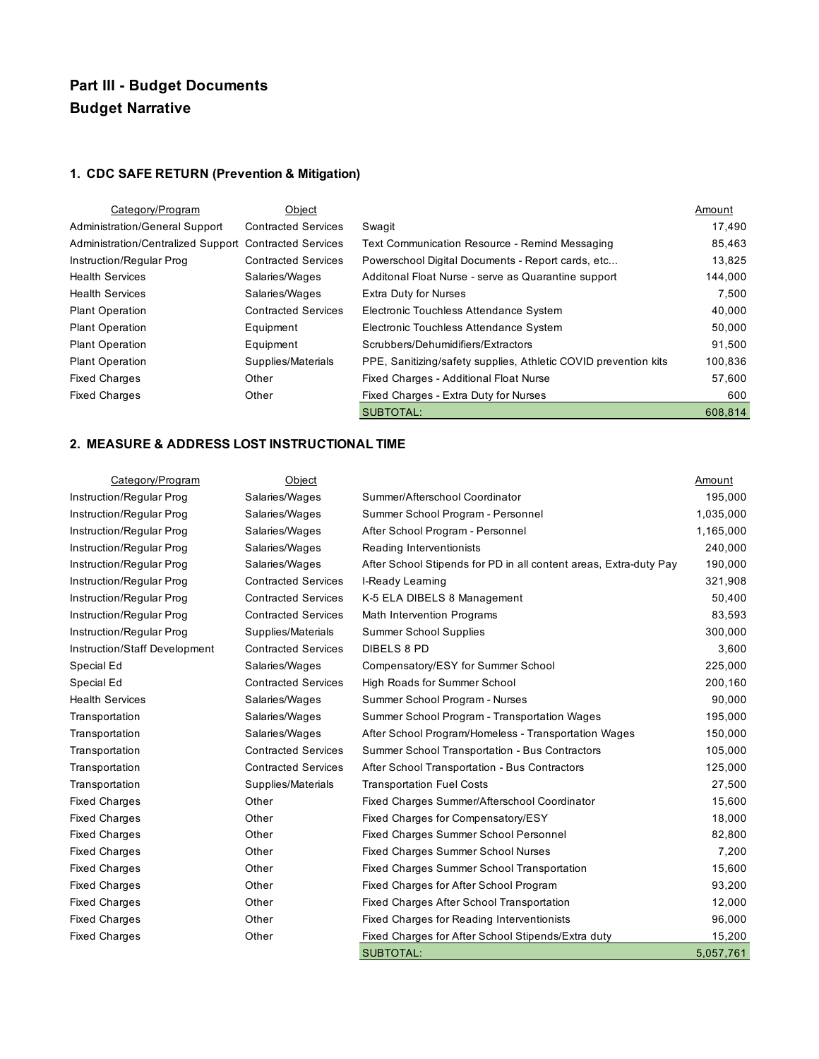# Part III - Budget Documents
## Budget Narrative

### 1. CDC SAFE RETURN (Prevention & Mitigation)

| Category/Program | Object | | Amount |
|---|---|---|---|
| Administration/General Support | Contracted Services | Swagit | 17,490 |
| Administration/Centralized Support | Contracted Services | Text Communication Resource - Remind Messaging | 85,463 |
| Instruction/Regular Prog | Contracted Services | Powerschool Digital Documents - Report cards, etc... | 13,825 |
| Health Services | Salaries/Wages | Additonal Float Nurse - serve as Quarantine support | 144,000 |
| Health Services | Salaries/Wages | Extra Duty for Nurses | 7,500 |
| Plant Operation | Contracted Services | Electronic Touchless Attendance System | 40,000 |
| Plant Operation | Equipment | Electronic Touchless Attendance System | 50,000 |
| Plant Operation | Equipment | Scrubbers/Dehumidifiers/Extractors | 91,500 |
| Plant Operation | Supplies/Materials | PPE, Sanitizing/safety supplies, Athletic COVID prevention kits | 100,836 |
| Fixed Charges | Other | Fixed Charges - Additional Float Nurse | 57,600 |
| Fixed Charges | Other | Fixed Charges - Extra Duty for Nurses | 600 |
| | | SUBTOTAL: | 608,814 |

### 2. MEASURE & ADDRESS LOST INSTRUCTIONAL TIME

| Category/Program | Object | | Amount |
|---|---|---|---|
| Instruction/Regular Prog | Salaries/Wages | Summer/Afterschool Coordinator | 195,000 |
| Instruction/Regular Prog | Salaries/Wages | Summer School Program - Personnel | 1,035,000 |
| Instruction/Regular Prog | Salaries/Wages | After School Program - Personnel | 1,165,000 |
| Instruction/Regular Prog | Salaries/Wages | Reading Interventionists | 240,000 |
| Instruction/Regular Prog | Salaries/Wages | After School Stipends for PD in all content areas, Extra-duty Pay | 190,000 |
| Instruction/Regular Prog | Contracted Services | I-Ready Learning | 321,908 |
| Instruction/Regular Prog | Contracted Services | K-5 ELA DIBELS 8 Management | 50,400 |
| Instruction/Regular Prog | Contracted Services | Math Intervention Programs | 83,593 |
| Instruction/Regular Prog | Supplies/Materials | Summer School Supplies | 300,000 |
| Instruction/Staff Development | Contracted Services | DIBELS 8 PD | 3,600 |
| Special Ed | Salaries/Wages | Compensatory/ESY for Summer School | 225,000 |
| Special Ed | Contracted Services | High Roads for Summer School | 200,160 |
| Health Services | Salaries/Wages | Summer School Program - Nurses | 90,000 |
| Transportation | Salaries/Wages | Summer School Program - Transportation Wages | 195,000 |
| Transportation | Salaries/Wages | After School Program/Homeless - Transportation Wages | 150,000 |
| Transportation | Contracted Services | Summer School Transportation - Bus Contractors | 105,000 |
| Transportation | Contracted Services | After School Transportation - Bus Contractors | 125,000 |
| Transportation | Supplies/Materials | Transportation Fuel Costs | 27,500 |
| Fixed Charges | Other | Fixed Charges Summer/Afterschool Coordinator | 15,600 |
| Fixed Charges | Other | Fixed Charges for Compensatory/ESY | 18,000 |
| Fixed Charges | Other | Fixed Charges Summer School Personnel | 82,800 |
| Fixed Charges | Other | Fixed Charges Summer School Nurses | 7,200 |
| Fixed Charges | Other | Fixed Charges Summer School Transportation | 15,600 |
| Fixed Charges | Other | Fixed Charges for After School Program | 93,200 |
| Fixed Charges | Other | Fixed Charges After School Transportation | 12,000 |
| Fixed Charges | Other | Fixed Charges for Reading Interventionists | 96,000 |
| Fixed Charges | Other | Fixed Charges for After School Stipends/Extra duty | 15,200 |
| | | SUBTOTAL: | 5,057,761 |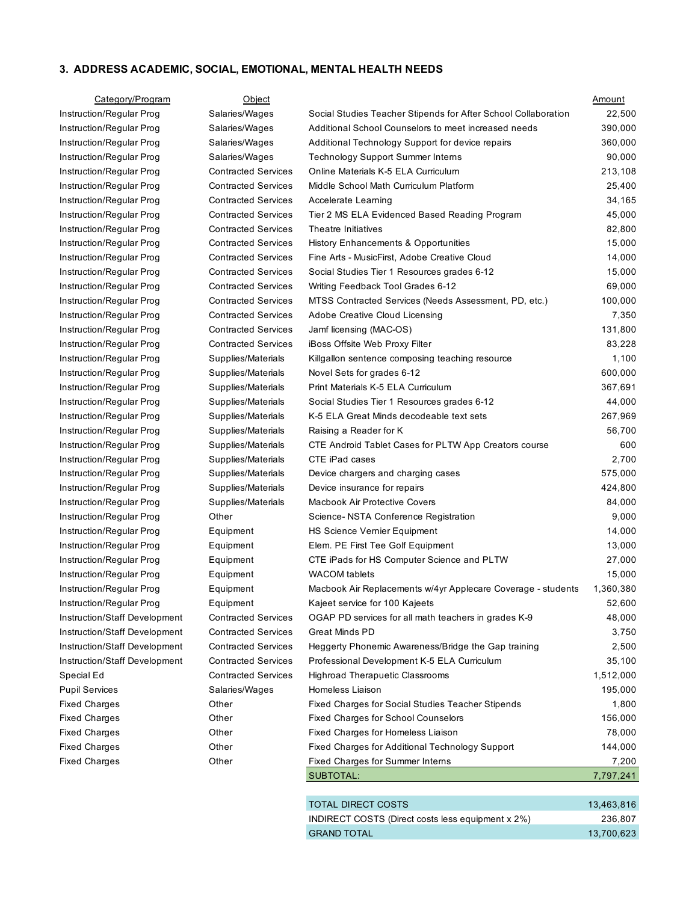### 3. ADDRESS ACADEMIC, SOCIAL, EMOTIONAL, MENTAL HEALTH NEEDS

| Category/Program | Object | | Amount |
|---|---|---|---|
| Instruction/Regular Prog | Salaries/Wages | Social Studies Teacher Stipends for After School Collaboration | 22,500 |
| Instruction/Regular Prog | Salaries/Wages | Additional School Counselors to meet increased needs | 390,000 |
| Instruction/Regular Prog | Salaries/Wages | Additional Technology Support for device repairs | 360,000 |
| Instruction/Regular Prog | Salaries/Wages | Technology Support Summer Interns | 90,000 |
| Instruction/Regular Prog | Contracted Services | Online Materials K-5 ELA Curriculum | 213,108 |
| Instruction/Regular Prog | Contracted Services | Middle School Math Curriculum Platform | 25,400 |
| Instruction/Regular Prog | Contracted Services | Accelerate Learning | 34,165 |
| Instruction/Regular Prog | Contracted Services | Tier 2 MS ELA Evidenced Based Reading Program | 45,000 |
| Instruction/Regular Prog | Contracted Services | Theatre Initiatives | 82,800 |
| Instruction/Regular Prog | Contracted Services | History Enhancements & Opportunities | 15,000 |
| Instruction/Regular Prog | Contracted Services | Fine Arts - MusicFirst, Adobe Creative Cloud | 14,000 |
| Instruction/Regular Prog | Contracted Services | Social Studies Tier 1 Resources grades 6-12 | 15,000 |
| Instruction/Regular Prog | Contracted Services | Writing Feedback Tool Grades 6-12 | 69,000 |
| Instruction/Regular Prog | Contracted Services | MTSS Contracted Services (Needs Assessment, PD, etc.) | 100,000 |
| Instruction/Regular Prog | Contracted Services | Adobe Creative Cloud Licensing | 7,350 |
| Instruction/Regular Prog | Contracted Services | Jamf licensing (MAC-OS) | 131,800 |
| Instruction/Regular Prog | Contracted Services | iBoss Offsite Web Proxy Filter | 83,228 |
| Instruction/Regular Prog | Supplies/Materials | Killgallon sentence composing teaching resource | 1,100 |
| Instruction/Regular Prog | Supplies/Materials | Novel Sets for grades 6-12 | 600,000 |
| Instruction/Regular Prog | Supplies/Materials | Print Materials K-5 ELA Curriculum | 367,691 |
| Instruction/Regular Prog | Supplies/Materials | Social Studies Tier 1 Resources grades 6-12 | 44,000 |
| Instruction/Regular Prog | Supplies/Materials | K-5 ELA Great Minds decodeable text sets | 267,969 |
| Instruction/Regular Prog | Supplies/Materials | Raising a Reader for K | 56,700 |
| Instruction/Regular Prog | Supplies/Materials | CTE Android Tablet Cases for PLTW App Creators course | 600 |
| Instruction/Regular Prog | Supplies/Materials | CTE iPad cases | 2,700 |
| Instruction/Regular Prog | Supplies/Materials | Device chargers and charging cases | 575,000 |
| Instruction/Regular Prog | Supplies/Materials | Device insurance for repairs | 424,800 |
| Instruction/Regular Prog | Supplies/Materials | Macbook Air Protective Covers | 84,000 |
| Instruction/Regular Prog | Other | Science- NSTA Conference Registration | 9,000 |
| Instruction/Regular Prog | Equipment | HS Science Vernier Equipment | 14,000 |
| Instruction/Regular Prog | Equipment | Elem. PE First Tee Golf Equipment | 13,000 |
| Instruction/Regular Prog | Equipment | CTE iPads for HS Computer Science and PLTW | 27,000 |
| Instruction/Regular Prog | Equipment | WACOM tablets | 15,000 |
| Instruction/Regular Prog | Equipment | Macbook Air Replacements w/4yr Applecare Coverage - students | 1,360,380 |
| Instruction/Regular Prog | Equipment | Kajeet service for 100 Kajeets | 52,600 |
| Instruction/Staff Development | Contracted Services | OGAP PD services for all math teachers in grades K-9 | 48,000 |
| Instruction/Staff Development | Contracted Services | Great Minds PD | 3,750 |
| Instruction/Staff Development | Contracted Services | Heggerty Phonemic Awareness/Bridge the Gap training | 2,500 |
| Instruction/Staff Development | Contracted Services | Professional Development K-5 ELA Curriculum | 35,100 |
| Special Ed | Contracted Services | Highroad Therapuetic Classrooms | 1,512,000 |
| Pupil Services | Salaries/Wages | Homeless Liaison | 195,000 |
| Fixed Charges | Other | Fixed Charges for Social Studies Teacher Stipends | 1,800 |
| Fixed Charges | Other | Fixed Charges for School Counselors | 156,000 |
| Fixed Charges | Other | Fixed Charges for Homeless Liaison | 78,000 |
| Fixed Charges | Other | Fixed Charges for Additional Technology Support | 144,000 |
| Fixed Charges | Other | Fixed Charges for Summer Interns | 7,200 |
| | | SUBTOTAL: | 7,797,241 |

| | |
|---|---|
| TOTAL DIRECT COSTS | 13,463,816 |
| INDIRECT COSTS (Direct costs less equipment x 2%) | 236,807 |
| GRAND TOTAL | 13,700,623 |